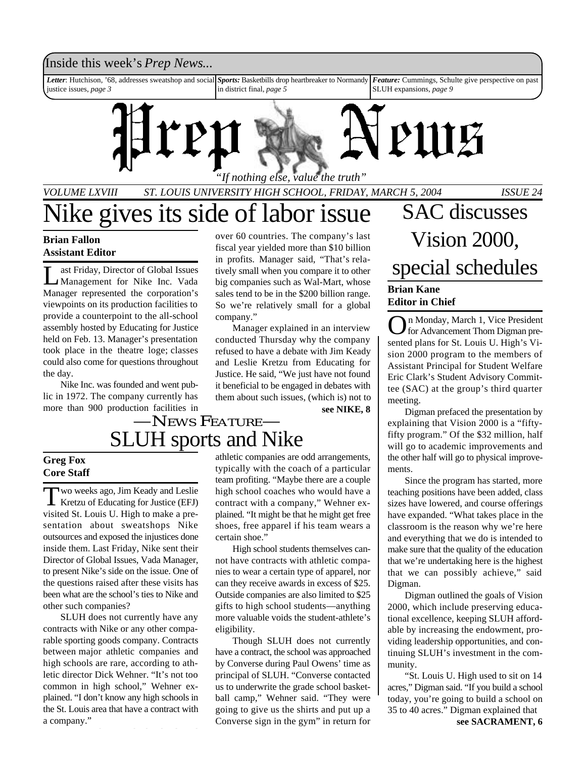Inside this week's *Prep News...*

***Letter***: Hutchison, '68, addresses sweatshop and social justice issues, *page 3*

***Sports:*** Basketbills drop heartbreaker to Normandy in district final, *page 5*

***Feature:*** Cummings, Schulte give perspective on past SLUH expansions, *page 9*

# Prep News

*"If nothing else, value the truth"*

*VOLUME LXVIII* *ST. LOUIS UNIVERSITY HIGH SCHOOL, FRIDAY, MARCH 5, 2004* *ISSUE 24*

# Nike gives its side of labor issue

**Brian Fallon**
**Assistant Editor**

Last Friday, Director of Global Issues Management for Nike Inc. Vada Manager represented the corporation's viewpoints on its production facilities to provide a counterpoint to the all-school assembly hosted by Educating for Justice held on Feb. 13. Manager's presentation took place in the theatre loge; classes could also come for questions throughout the day.

Nike Inc. was founded and went public in 1972. The company currently has more than 900 production facilities in over 60 countries. The company's last fiscal year yielded more than $10 billion in profits. Manager said, "That's relatively small when you compare it to other big companies such as Wal-Mart, whose sales tend to be in the $200 billion range. So we're relatively small for a global company."

Manager explained in an interview conducted Thursday why the company refused to have a debate with Jim Keady and Leslie Kretzu from Educating for Justice. He said, "We just have not found it beneficial to be engaged in debates with them about such issues, (which is) not to

**see NIKE, 8**

## —News Feature—
# SLUH sports and Nike

**Greg Fox**
**Core Staff**

Two weeks ago, Jim Keady and Leslie Kretzu of Educating for Justice (EFJ) visited St. Louis U. High to make a presentation about sweatshops Nike outsources and exposed the injustices done inside them. Last Friday, Nike sent their Director of Global Issues, Vada Manager, to present Nike's side on the issue. One of the questions raised after these visits has been what are the school's ties to Nike and other such companies?

SLUH does not currently have any contracts with Nike or any other comparable sporting goods company. Contracts between major athletic companies and high schools are rare, according to athletic director Dick Wehner. "It's not too common in high school," Wehner explained. "I don't know any high schools in the St. Louis area that have a contract with a company."

athletic companies are odd arrangements, typically with the coach of a particular team profiting. "Maybe there are a couple high school coaches who would have a contract with a company," Wehner explained. "It might be that he might get free shoes, free apparel if his team wears a certain shoe."

High school students themselves cannot have contracts with athletic companies to wear a certain type of apparel, nor can they receive awards in excess of $25. Outside companies are also limited to $25 gifts to high school students—anything more valuable voids the student-athlete's eligibility.

Though SLUH does not currently have a contract, the school was approached by Converse during Paul Owens' time as principal of SLUH. "Converse contacted us to underwrite the grade school basketball camp," Wehner said. "They were going to give us the shirts and put up a Converse sign in the gym" in return for

# SAC discusses Vision 2000, special schedules

**Brian Kane**
**Editor in Chief**

On Monday, March 1, Vice President for Advancement Thom Digman presented plans for St. Louis U. High's Vision 2000 program to the members of Assistant Principal for Student Welfare Eric Clark's Student Advisory Committee (SAC) at the group's third quarter meeting.

Digman prefaced the presentation by explaining that Vision 2000 is a "fifty-fifty program." Of the $32 million, half will go to academic improvements and the other half will go to physical improvements.

Since the program has started, more teaching positions have been added, class sizes have lowered, and course offerings have expanded. "What takes place in the classroom is the reason why we're here and everything that we do is intended to make sure that the quality of the education that we're undertaking here is the highest that we can possibly achieve," said Digman.

Digman outlined the goals of Vision 2000, which include preserving educational excellence, keeping SLUH affordable by increasing the endowment, providing leadership opportunities, and continuing SLUH's investment in the community.

"St. Louis U. High used to sit on 14 acres," Digman said. "If you build a school today, you're going to build a school on 35 to 40 acres." Digman explained that

**see SACRAMENT, 6**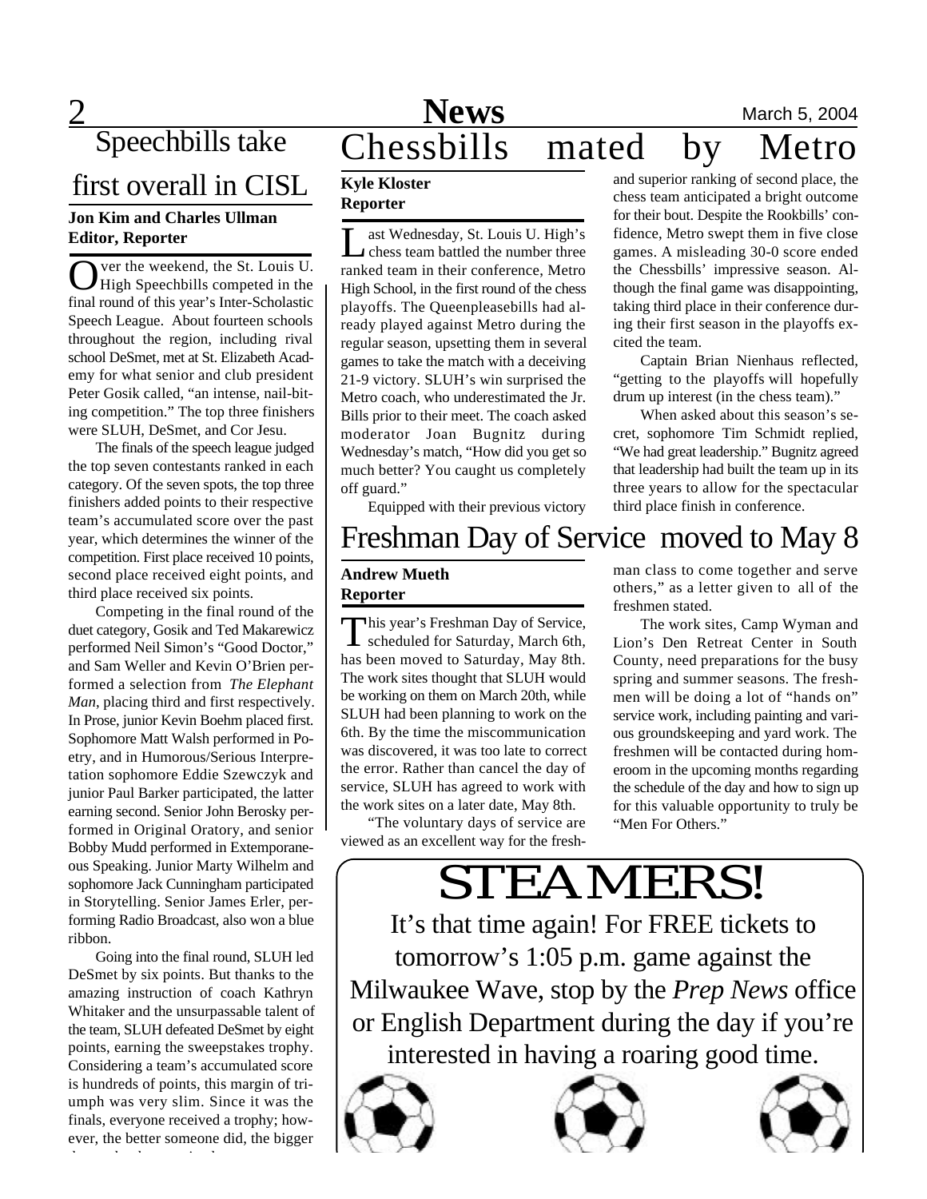# Speechbills take first overall in CISL

**Jon Kim and Charles Ullman**
**Editor, Reporter**

Over the weekend, the St. Louis U. High Speechbills competed in the final round of this year's Inter-Scholastic Speech League. About fourteen schools throughout the region, including rival school DeSmet, met at St. Elizabeth Academy for what senior and club president Peter Gosik called, "an intense, nail-biting competition." The top three finishers were SLUH, DeSmet, and Cor Jesu.

The finals of the speech league judged the top seven contestants ranked in each category. Of the seven spots, the top three finishers added points to their respective team's accumulated score over the past year, which determines the winner of the competition. First place received 10 points, second place received eight points, and third place received six points.

Competing in the final round of the duet category, Gosik and Ted Makarewicz performed Neil Simon's "Good Doctor," and Sam Weller and Kevin O'Brien performed a selection from *The Elephant Man*, placing third and first respectively. In Prose, junior Kevin Boehm placed first. Sophomore Matt Walsh performed in Poetry, and in Humorous/Serious Interpretation sophomore Eddie Szewczyk and junior Paul Barker participated, the latter earning second. Senior John Berosky performed in Original Oratory, and senior Bobby Mudd performed in Extemporaneous Speaking. Junior Marty Wilhelm and sophomore Jack Cunningham participated in Storytelling. Senior James Erler, performing Radio Broadcast, also won a blue ribbon.

Going into the final round, SLUH led DeSmet by six points. But thanks to the amazing instruction of coach Kathryn Whitaker and the unsurpassable talent of the team, SLUH defeated DeSmet by eight points, earning the sweepstakes trophy. Considering a team's accumulated score is hundreds of points, this margin of triumph was very slim. Since it was the finals, everyone received a trophy; however, the better someone did, the bigger

# Chessbills mated by Metro

**Kyle Kloster**
**Reporter**

Last Wednesday, St. Louis U. High's chess team battled the number three ranked team in their conference, Metro High School, in the first round of the chess playoffs. The Queenpleasebills had already played against Metro during the regular season, upsetting them in several games to take the match with a deceiving 21-9 victory. SLUH's win surprised the Metro coach, who underestimated the Jr. Bills prior to their meet. The coach asked moderator Joan Bugnitz during Wednesday's match, "How did you get so much better? You caught us completely off guard."

Equipped with their previous victory and superior ranking of second place, the chess team anticipated a bright outcome for their bout. Despite the Rookbills' confidence, Metro swept them in five close games. A misleading 30-0 score ended the Chessbills' impressive season. Although the final game was disappointing, taking third place in their conference during their first season in the playoffs excited the team.

Captain Brian Nienhaus reflected, "getting to the playoffs will hopefully drum up interest (in the chess team)."

When asked about this season's secret, sophomore Tim Schmidt replied, "We had great leadership." Bugnitz agreed that leadership had built the team up in its three years to allow for the spectacular third place finish in conference.

# Freshman Day of Service moved to May 8

**Andrew Mueth**
**Reporter**

This year's Freshman Day of Service, scheduled for Saturday, March 6th, has been moved to Saturday, May 8th. The work sites thought that SLUH would be working on them on March 20th, while SLUH had been planning to work on the 6th. By the time the miscommunication was discovered, it was too late to correct the error. Rather than cancel the day of service, SLUH has agreed to work with the work sites on a later date, May 8th.

"The voluntary days of service are viewed as an excellent way for the freshman class to come together and serve others," as a letter given to all of the freshmen stated.

The work sites, Camp Wyman and Lion's Den Retreat Center in South County, need preparations for the busy spring and summer seasons. The freshmen will be doing a lot of "hands on" service work, including painting and various groundskeeping and yard work. The freshmen will be contacted during homeroom in the upcoming months regarding the schedule of the day and how to sign up for this valuable opportunity to truly be "Men For Others."

# STEAMERS!

It's that time again! For FREE tickets to tomorrow's 1:05 p.m. game against the Milwaukee Wave, stop by the *Prep News* office or English Department during the day if you're interested in having a roaring good time.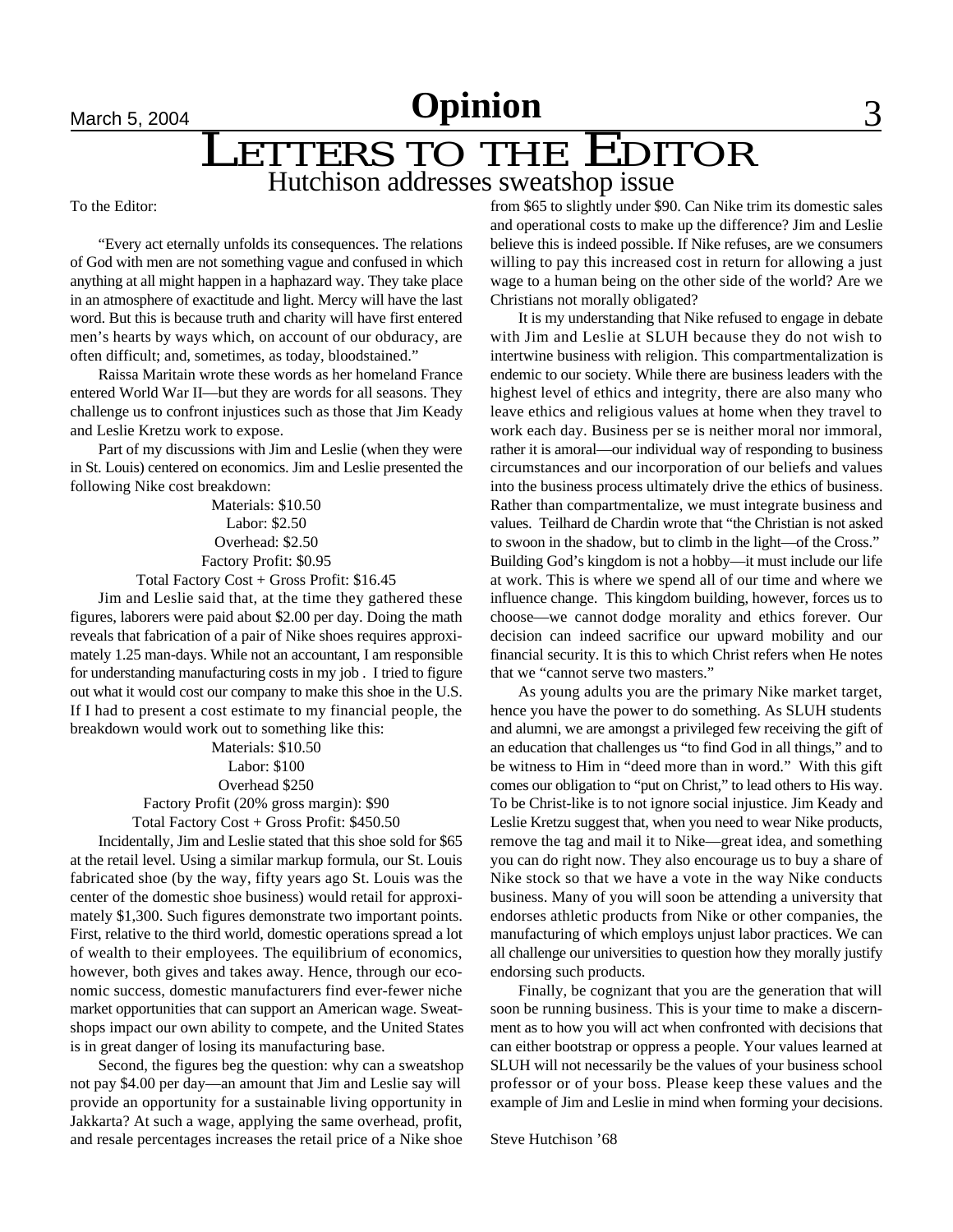# Opinion

## LETTERS TO THE EDITOR

### Hutchison addresses sweatshop issue

To the Editor:

"Every act eternally unfolds its consequences. The relations of God with men are not something vague and confused in which anything at all might happen in a haphazard way. They take place in an atmosphere of exactitude and light. Mercy will have the last word. But this is because truth and charity will have first entered men's hearts by ways which, on account of our obduracy, are often difficult; and, sometimes, as today, bloodstained."

Raissa Maritain wrote these words as her homeland France entered World War II—but they are words for all seasons. They challenge us to confront injustices such as those that Jim Keady and Leslie Kretzu work to expose.

Part of my discussions with Jim and Leslie (when they were in St. Louis) centered on economics. Jim and Leslie presented the following Nike cost breakdown:

Materials: $10.50
Labor: $2.50
Overhead: $2.50
Factory Profit: $0.95
Total Factory Cost + Gross Profit: $16.45

Jim and Leslie said that, at the time they gathered these figures, laborers were paid about $2.00 per day. Doing the math reveals that fabrication of a pair of Nike shoes requires approximately 1.25 man-days. While not an accountant, I am responsible for understanding manufacturing costs in my job . I tried to figure out what it would cost our company to make this shoe in the U.S. If I had to present a cost estimate to my financial people, the breakdown would work out to something like this:

Materials: $10.50
Labor: $100
Overhead $250
Factory Profit (20% gross margin): $90
Total Factory Cost + Gross Profit: $450.50

Incidentally, Jim and Leslie stated that this shoe sold for $65 at the retail level. Using a similar markup formula, our St. Louis fabricated shoe (by the way, fifty years ago St. Louis was the center of the domestic shoe business) would retail for approximately $1,300. Such figures demonstrate two important points. First, relative to the third world, domestic operations spread a lot of wealth to their employees. The equilibrium of economics, however, both gives and takes away. Hence, through our economic success, domestic manufacturers find ever-fewer niche market opportunities that can support an American wage. Sweatshops impact our own ability to compete, and the United States is in great danger of losing its manufacturing base.

Second, the figures beg the question: why can a sweatshop not pay $4.00 per day—an amount that Jim and Leslie say will provide an opportunity for a sustainable living opportunity in Jakkarta? At such a wage, applying the same overhead, profit, and resale percentages increases the retail price of a Nike shoe from $65 to slightly under $90. Can Nike trim its domestic sales and operational costs to make up the difference? Jim and Leslie believe this is indeed possible. If Nike refuses, are we consumers willing to pay this increased cost in return for allowing a just wage to a human being on the other side of the world? Are we Christians not morally obligated?

It is my understanding that Nike refused to engage in debate with Jim and Leslie at SLUH because they do not wish to intertwine business with religion. This compartmentalization is endemic to our society. While there are business leaders with the highest level of ethics and integrity, there are also many who leave ethics and religious values at home when they travel to work each day. Business per se is neither moral nor immoral, rather it is amoral—our individual way of responding to business circumstances and our incorporation of our beliefs and values into the business process ultimately drive the ethics of business. Rather than compartmentalize, we must integrate business and values. Teilhard de Chardin wrote that "the Christian is not asked to swoon in the shadow, but to climb in the light—of the Cross." Building God's kingdom is not a hobby—it must include our life at work. This is where we spend all of our time and where we influence change. This kingdom building, however, forces us to choose—we cannot dodge morality and ethics forever. Our decision can indeed sacrifice our upward mobility and our financial security. It is this to which Christ refers when He notes that we "cannot serve two masters."

As young adults you are the primary Nike market target, hence you have the power to do something. As SLUH students and alumni, we are amongst a privileged few receiving the gift of an education that challenges us "to find God in all things," and to be witness to Him in "deed more than in word." With this gift comes our obligation to "put on Christ," to lead others to His way. To be Christ-like is to not ignore social injustice. Jim Keady and Leslie Kretzu suggest that, when you need to wear Nike products, remove the tag and mail it to Nike—great idea, and something you can do right now. They also encourage us to buy a share of Nike stock so that we have a vote in the way Nike conducts business. Many of you will soon be attending a university that endorses athletic products from Nike or other companies, the manufacturing of which employs unjust labor practices. We can all challenge our universities to question how they morally justify endorsing such products.

Finally, be cognizant that you are the generation that will soon be running business. This is your time to make a discernment as to how you will act when confronted with decisions that can either bootstrap or oppress a people. Your values learned at SLUH will not necessarily be the values of your business school professor or of your boss. Please keep these values and the example of Jim and Leslie in mind when forming your decisions.

Steve Hutchison '68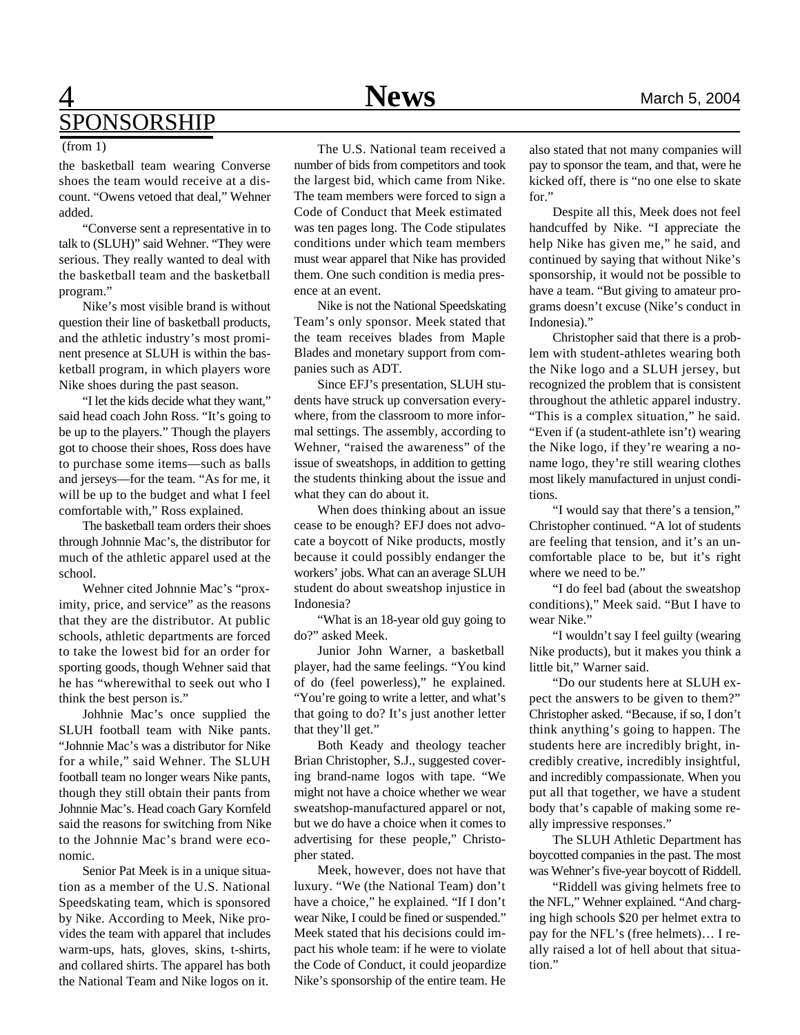## SPONSORSHIP

(from 1)

the basketball team wearing Converse shoes the team would receive at a discount. "Owens vetoed that deal," Wehner added.

"Converse sent a representative in to talk to (SLUH)" said Wehner. "They were serious. They really wanted to deal with the basketball team and the basketball program."

Nike's most visible brand is without question their line of basketball products, and the athletic industry's most prominent presence at SLUH is within the basketball program, in which players wore Nike shoes during the past season.

"I let the kids decide what they want," said head coach John Ross. "It's going to be up to the players." Though the players got to choose their shoes, Ross does have to purchase some items—such as balls and jerseys—for the team. "As for me, it will be up to the budget and what I feel comfortable with," Ross explained.

The basketball team orders their shoes through Johnnie Mac's, the distributor for much of the athletic apparel used at the school.

Wehner cited Johnnie Mac's "proximity, price, and service" as the reasons that they are the distributor. At public schools, athletic departments are forced to take the lowest bid for an order for sporting goods, though Wehner said that he has "wherewithal to seek out who I think the best person is."

Johhnie Mac's once supplied the SLUH football team with Nike pants. "Johnnie Mac's was a distributor for Nike for a while," said Wehner. The SLUH football team no longer wears Nike pants, though they still obtain their pants from Johnnie Mac's. Head coach Gary Kornfeld said the reasons for switching from Nike to the Johnnie Mac's brand were economic.

Senior Pat Meek is in a unique situation as a member of the U.S. National Speedskating team, which is sponsored by Nike. According to Meek, Nike provides the team with apparel that includes warm-ups, hats, gloves, skins, t-shirts, and collared shirts. The apparel has both the National Team and Nike logos on it.

The U.S. National team received a number of bids from competitors and took the largest bid, which came from Nike. The team members were forced to sign a Code of Conduct that Meek estimated was ten pages long. The Code stipulates conditions under which team members must wear apparel that Nike has provided them. One such condition is media presence at an event.

Nike is not the National Speedskating Team's only sponsor. Meek stated that the team receives blades from Maple Blades and monetary support from companies such as ADT.

Since EFJ's presentation, SLUH students have struck up conversation everywhere, from the classroom to more informal settings. The assembly, according to Wehner, "raised the awareness" of the issue of sweatshops, in addition to getting the students thinking about the issue and what they can do about it.

When does thinking about an issue cease to be enough? EFJ does not advocate a boycott of Nike products, mostly because it could possibly endanger the workers' jobs. What can an average SLUH student do about sweatshop injustice in Indonesia?

"What is an 18-year old guy going to do?" asked Meek.

Junior John Warner, a basketball player, had the same feelings. "You kind of do (feel powerless)," he explained. "You're going to write a letter, and what's that going to do? It's just another letter that they'll get."

Both Keady and theology teacher Brian Christopher, S.J., suggested covering brand-name logos with tape. "We might not have a choice whether we wear sweatshop-manufactured apparel or not, but we do have a choice when it comes to advertising for these people," Christopher stated.

Meek, however, does not have that luxury. "We (the National Team) don't have a choice," he explained. "If I don't wear Nike, I could be fined or suspended." Meek stated that his decisions could impact his whole team: if he were to violate the Code of Conduct, it could jeopardize Nike's sponsorship of the entire team. He also stated that not many companies will pay to sponsor the team, and that, were he kicked off, there is "no one else to skate for."

Despite all this, Meek does not feel handcuffed by Nike. "I appreciate the help Nike has given me," he said, and continued by saying that without Nike's sponsorship, it would not be possible to have a team. "But giving to amateur programs doesn't excuse (Nike's conduct in Indonesia)."

Christopher said that there is a problem with student-athletes wearing both the Nike logo and a SLUH jersey, but recognized the problem that is consistent throughout the athletic apparel industry. "This is a complex situation," he said. "Even if (a student-athlete isn't) wearing the Nike logo, if they're wearing a no-name logo, they're still wearing clothes most likely manufactured in unjust conditions.

"I would say that there's a tension," Christopher continued. "A lot of students are feeling that tension, and it's an uncomfortable place to be, but it's right where we need to be."

"I do feel bad (about the sweatshop conditions)," Meek said. "But I have to wear Nike."

"I wouldn't say I feel guilty (wearing Nike products), but it makes you think a little bit," Warner said.

"Do our students here at SLUH expect the answers to be given to them?" Christopher asked. "Because, if so, I don't think anything's going to happen. The students here are incredibly bright, incredibly creative, incredibly insightful, and incredibly compassionate. When you put all that together, we have a student body that's capable of making some really impressive responses."

The SLUH Athletic Department has boycotted companies in the past. The most was Wehner's five-year boycott of Riddell.

"Riddell was giving helmets free to the NFL," Wehner explained. "And charging high schools $20 per helmet extra to pay for the NFL's (free helmets)… I really raised a lot of hell about that situation."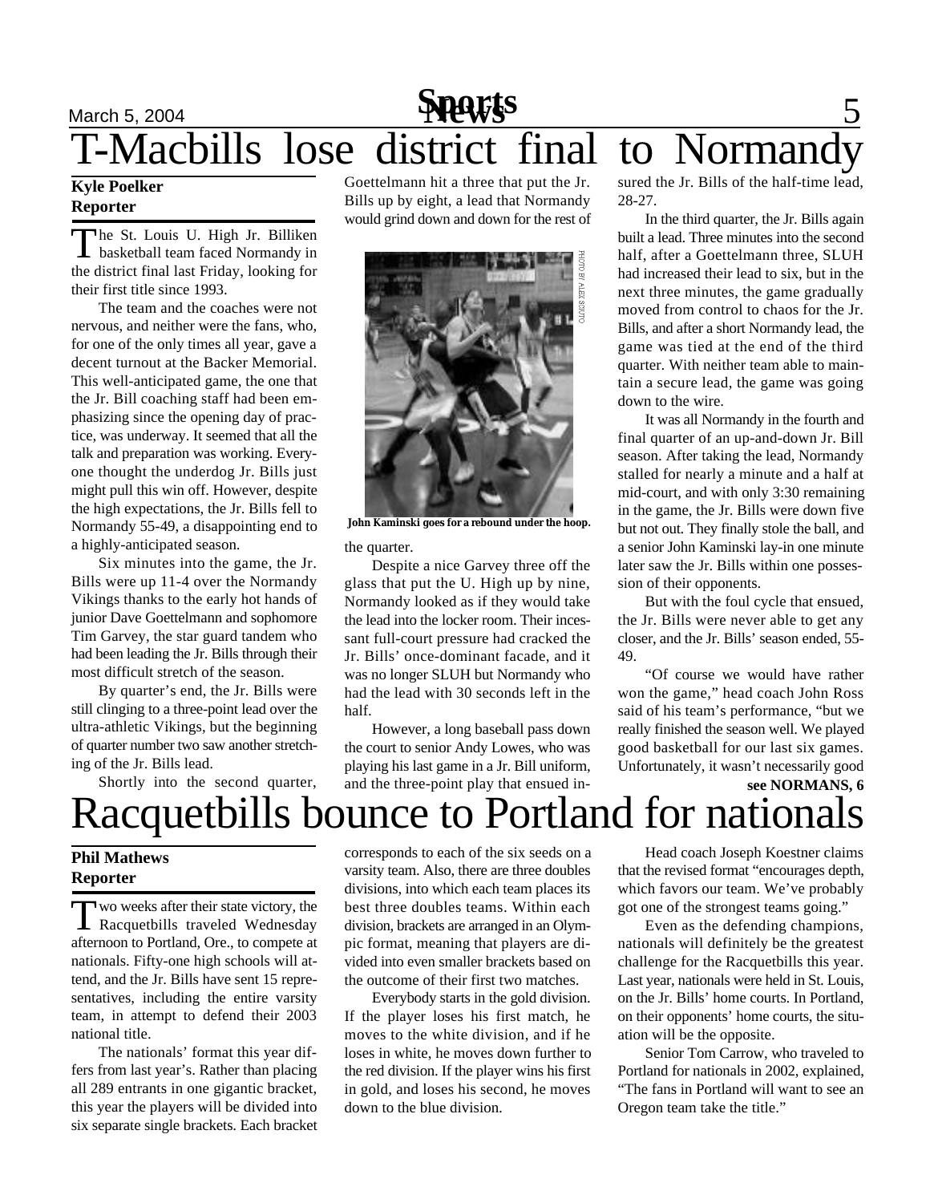# T-Macbills lose district final to Normandy

**Kyle Poelker**
**Reporter**

The St. Louis U. High Jr. Billiken basketball team faced Normandy in the district final last Friday, looking for their first title since 1993.

The team and the coaches were not nervous, and neither were the fans, who, for one of the only times all year, gave a decent turnout at the Backer Memorial. This well-anticipated game, the one that the Jr. Bill coaching staff had been emphasizing since the opening day of practice, was underway. It seemed that all the talk and preparation was working. Everyone thought the underdog Jr. Bills just might pull this win off. However, despite the high expectations, the Jr. Bills fell to Normandy 55-49, a disappointing end to a highly-anticipated season.

Six minutes into the game, the Jr. Bills were up 11-4 over the Normandy Vikings thanks to the early hot hands of junior Dave Goettelmann and sophomore Tim Garvey, the star guard tandem who had been leading the Jr. Bills through their most difficult stretch of the season.

By quarter's end, the Jr. Bills were still clinging to a three-point lead over the ultra-athletic Vikings, but the beginning of quarter number two saw another stretching of the Jr. Bills lead.

Shortly into the second quarter, Goettelmann hit a three that put the Jr. Bills up by eight, a lead that Normandy would grind down and down for the rest of the quarter.

PHOTO BY ALEX SCIUTO

John Kaminski goes for a rebound under the hoop.

Despite a nice Garvey three off the glass that put the U. High up by nine, Normandy looked as if they would take the lead into the locker room. Their incessant full-court pressure had cracked the Jr. Bills' once-dominant facade, and it was no longer SLUH but Normandy who had the lead with 30 seconds left in the half.

However, a long baseball pass down the court to senior Andy Lowes, who was playing his last game in a Jr. Bill uniform, and the three-point play that ensued insured the Jr. Bills of the half-time lead, 28-27.

In the third quarter, the Jr. Bills again built a lead. Three minutes into the second half, after a Goettelmann three, SLUH had increased their lead to six, but in the next three minutes, the game gradually moved from control to chaos for the Jr. Bills, and after a short Normandy lead, the game was tied at the end of the third quarter. With neither team able to maintain a secure lead, the game was going down to the wire.

It was all Normandy in the fourth and final quarter of an up-and-down Jr. Bill season. After taking the lead, Normandy stalled for nearly a minute and a half at mid-court, and with only 3:30 remaining in the game, the Jr. Bills were down five but not out. They finally stole the ball, and a senior John Kaminski lay-in one minute later saw the Jr. Bills within one possession of their opponents.

But with the foul cycle that ensued, the Jr. Bills were never able to get any closer, and the Jr. Bills' season ended, 55-49.

"Of course we would have rather won the game," head coach John Ross said of his team's performance, "but we really finished the season well. We played good basketball for our last six games. Unfortunately, it wasn't necessarily good

**see NORMANS, 6**

# Racquetbills bounce to Portland for nationals

**Phil Mathews**
**Reporter**

Two weeks after their state victory, the Racquetbills traveled Wednesday afternoon to Portland, Ore., to compete at nationals. Fifty-one high schools will attend, and the Jr. Bills have sent 15 representatives, including the entire varsity team, in attempt to defend their 2003 national title.

The nationals' format this year differs from last year's. Rather than placing all 289 entrants in one gigantic bracket, this year the players will be divided into six separate single brackets. Each bracket corresponds to each of the six seeds on a varsity team. Also, there are three doubles divisions, into which each team places its best three doubles teams. Within each division, brackets are arranged in an Olympic format, meaning that players are divided into even smaller brackets based on the outcome of their first two matches.

Everybody starts in the gold division. If the player loses his first match, he moves to the white division, and if he loses in white, he moves down further to the red division. If the player wins his first in gold, and loses his second, he moves down to the blue division.

Head coach Joseph Koestner claims that the revised format "encourages depth, which favors our team. We've probably got one of the strongest teams going."

Even as the defending champions, nationals will definitely be the greatest challenge for the Racquetbills this year. Last year, nationals were held in St. Louis, on the Jr. Bills' home courts. In Portland, on their opponents' home courts, the situation will be the opposite.

Senior Tom Carrow, who traveled to Portland for nationals in 2002, explained, "The fans in Portland will want to see an Oregon team take the title."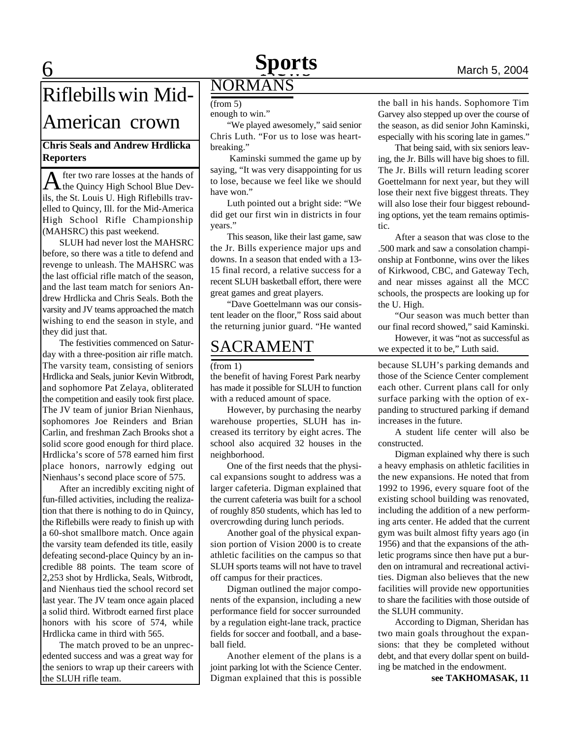# Riflebills win Mid-American crown

**Chris Seals and Andrew Hrdlicka**
**Reporters**

After two rare losses at the hands of the Quincy High School Blue Devils, the St. Louis U. High Riflebills travelled to Quincy, Ill. for the Mid-America High School Rifle Championship (MAHSRC) this past weekend.

SLUH had never lost the MAHSRC before, so there was a title to defend and revenge to unleash. The MAHSRC was the last official rifle match of the season, and the last team match for seniors Andrew Hrdlicka and Chris Seals. Both the varsity and JV teams approached the match wishing to end the season in style, and they did just that.

The festivities commenced on Saturday with a three-position air rifle match. The varsity team, consisting of seniors Hrdlicka and Seals, junior Kevin Witbrodt, and sophomore Pat Zelaya, obliterated the competition and easily took first place. The JV team of junior Brian Nienhaus, sophomores Joe Reinders and Brian Carlin, and freshman Zach Brooks shot a solid score good enough for third place. Hrdlicka's score of 578 earned him first place honors, narrowly edging out Nienhaus's second place score of 575.

After an incredibly exciting night of fun-filled activities, including the realization that there is nothing to do in Quincy, the Riflebills were ready to finish up with a 60-shot smallbore match. Once again the varsity team defended its title, easily defeating second-place Quincy by an incredible 88 points. The team score of 2,253 shot by Hrdlicka, Seals, Witbrodt, and Nienhaus tied the school record set last year. The JV team once again placed a solid third. Witbrodt earned first place honors with his score of 574, while Hrdlicka came in third with 565.

The match proved to be an unprecedented success and was a great way for the seniors to wrap up their careers with the SLUH rifle team.

## NORMANS

(from 5)

enough to win."

"We played awesomely," said senior Chris Luth. "For us to lose was heartbreaking."

Kaminski summed the game up by saying, "It was very disappointing for us to lose, because we feel like we should have won."

Luth pointed out a bright side: "We did get our first win in districts in four years."

This season, like their last game, saw the Jr. Bills experience major ups and downs. In a season that ended with a 13-15 final record, a relative success for a recent SLUH basketball effort, there were great games and great players.

"Dave Goettelmann was our consistent leader on the floor," Ross said about the returning junior guard. "He wanted the ball in his hands. Sophomore Tim Garvey also stepped up over the course of the season, as did senior John Kaminski, especially with his scoring late in games."

That being said, with six seniors leaving, the Jr. Bills will have big shoes to fill. The Jr. Bills will return leading scorer Goettelmann for next year, but they will lose their next five biggest threats. They will also lose their four biggest rebounding options, yet the team remains optimistic.

After a season that was close to the .500 mark and saw a consolation championship at Fontbonne, wins over the likes of Kirkwood, CBC, and Gateway Tech, and near misses against all the MCC schools, the prospects are looking up for the U. High.

"Our season was much better than our final record showed," said Kaminski.

However, it was "not as successful as we expected it to be," Luth said.

## SACRAMENT

(from 1)

the benefit of having Forest Park nearby has made it possible for SLUH to function with a reduced amount of space.

However, by purchasing the nearby warehouse properties, SLUH has increased its territory by eight acres. The school also acquired 32 houses in the neighborhood.

One of the first needs that the physical expansions sought to address was a larger cafeteria. Digman explained that the current cafeteria was built for a school of roughly 850 students, which has led to overcrowding during lunch periods.

Another goal of the physical expansion portion of Vision 2000 is to create athletic facilities on the campus so that SLUH sports teams will not have to travel off campus for their practices.

Digman outlined the major components of the expansion, including a new performance field for soccer surrounded by a regulation eight-lane track, practice fields for soccer and football, and a baseball field.

Another element of the plans is a joint parking lot with the Science Center. Digman explained that this is possible because SLUH's parking demands and those of the Science Center complement each other. Current plans call for only surface parking with the option of expanding to structured parking if demand increases in the future.

A student life center will also be constructed.

Digman explained why there is such a heavy emphasis on athletic facilities in the new expansions. He noted that from 1992 to 1996, every square foot of the existing school building was renovated, including the addition of a new performing arts center. He added that the current gym was built almost fifty years ago (in 1956) and that the expansions of the athletic programs since then have put a burden on intramural and recreational activities. Digman also believes that the new facilities will provide new opportunities to share the facilities with those outside of the SLUH community.

According to Digman, Sheridan has two main goals throughout the expansions: that they be completed without debt, and that every dollar spent on building be matched in the endowment.

**see TAKHOMASAK, 11**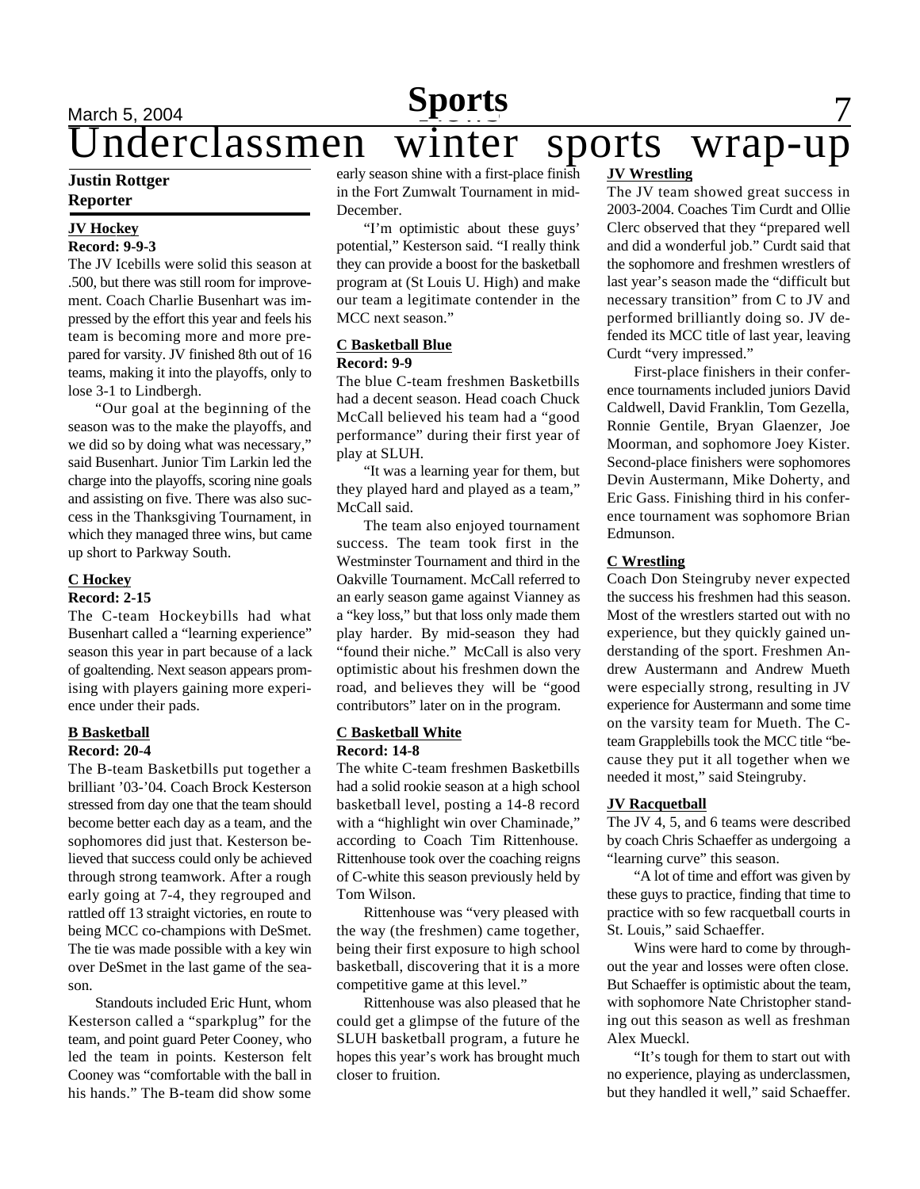# Underclassmen winter sports wrap-up

**Justin Rottger**
**Reporter**

### JV Hockey

**Record: 9-9-3**

The JV Icebills were solid this season at .500, but there was still room for improvement. Coach Charlie Busenhart was impressed by the effort this year and feels his team is becoming more and more prepared for varsity. JV finished 8th out of 16 teams, making it into the playoffs, only to lose 3-1 to Lindbergh.

"Our goal at the beginning of the season was to the make the playoffs, and we did so by doing what was necessary," said Busenhart. Junior Tim Larkin led the charge into the playoffs, scoring nine goals and assisting on five. There was also success in the Thanksgiving Tournament, in which they managed three wins, but came up short to Parkway South.

### C Hockey

**Record: 2-15**

The C-team Hockeybills had what Busenhart called a "learning experience" season this year in part because of a lack of goaltending. Next season appears promising with players gaining more experience under their pads.

### B Basketball

**Record: 20-4**

The B-team Basketbills put together a brilliant '03-'04. Coach Brock Kesterson stressed from day one that the team should become better each day as a team, and the sophomores did just that. Kesterson believed that success could only be achieved through strong teamwork. After a rough early going at 7-4, they regrouped and rattled off 13 straight victories, en route to being MCC co-champions with DeSmet. The tie was made possible with a key win over DeSmet in the last game of the season.

Standouts included Eric Hunt, whom Kesterson called a "sparkplug" for the team, and point guard Peter Cooney, who led the team in points. Kesterson felt Cooney was "comfortable with the ball in his hands." The B-team did show some early season shine with a first-place finish in the Fort Zumwalt Tournament in mid-December.

"I'm optimistic about these guys' potential," Kesterson said. "I really think they can provide a boost for the basketball program at (St Louis U. High) and make our team a legitimate contender in the MCC next season."

### C Basketball Blue

**Record: 9-9**

The blue C-team freshmen Basketbills had a decent season. Head coach Chuck McCall believed his team had a "good performance" during their first year of play at SLUH.

"It was a learning year for them, but they played hard and played as a team," McCall said.

The team also enjoyed tournament success. The team took first in the Westminster Tournament and third in the Oakville Tournament. McCall referred to an early season game against Vianney as a "key loss," but that loss only made them play harder. By mid-season they had "found their niche." McCall is also very optimistic about his freshmen down the road, and believes they will be "good contributors" later on in the program.

### C Basketball White

**Record: 14-8**

The white C-team freshmen Basketbills had a solid rookie season at a high school basketball level, posting a 14-8 record with a "highlight win over Chaminade," according to Coach Tim Rittenhouse. Rittenhouse took over the coaching reigns of C-white this season previously held by Tom Wilson.

Rittenhouse was "very pleased with the way (the freshmen) came together, being their first exposure to high school basketball, discovering that it is a more competitive game at this level."

Rittenhouse was also pleased that he could get a glimpse of the future of the SLUH basketball program, a future he hopes this year's work has brought much closer to fruition.

### JV Wrestling

The JV team showed great success in 2003-2004. Coaches Tim Curdt and Ollie Clerc observed that they "prepared well and did a wonderful job." Curdt said that the sophomore and freshmen wrestlers of last year's season made the "difficult but necessary transition" from C to JV and performed brilliantly doing so. JV defended its MCC title of last year, leaving Curdt "very impressed."

First-place finishers in their conference tournaments included juniors David Caldwell, David Franklin, Tom Gezella, Ronnie Gentile, Bryan Glaenzer, Joe Moorman, and sophomore Joey Kister. Second-place finishers were sophomores Devin Austermann, Mike Doherty, and Eric Gass. Finishing third in his conference tournament was sophomore Brian Edmunson.

### C Wrestling

Coach Don Steingruby never expected the success his freshmen had this season. Most of the wrestlers started out with no experience, but they quickly gained understanding of the sport. Freshmen Andrew Austermann and Andrew Mueth were especially strong, resulting in JV experience for Austermann and some time on the varsity team for Mueth. The C-team Grapplebills took the MCC title "because they put it all together when we needed it most," said Steingruby.

### JV Racquetball

The JV 4, 5, and 6 teams were described by coach Chris Schaeffer as undergoing a "learning curve" this season.

"A lot of time and effort was given by these guys to practice, finding that time to practice with so few racquetball courts in St. Louis," said Schaeffer.

Wins were hard to come by throughout the year and losses were often close. But Schaeffer is optimistic about the team, with sophomore Nate Christopher standing out this season as well as freshman Alex Mueckl.

"It's tough for them to start out with no experience, playing as underclassmen, but they handled it well," said Schaeffer.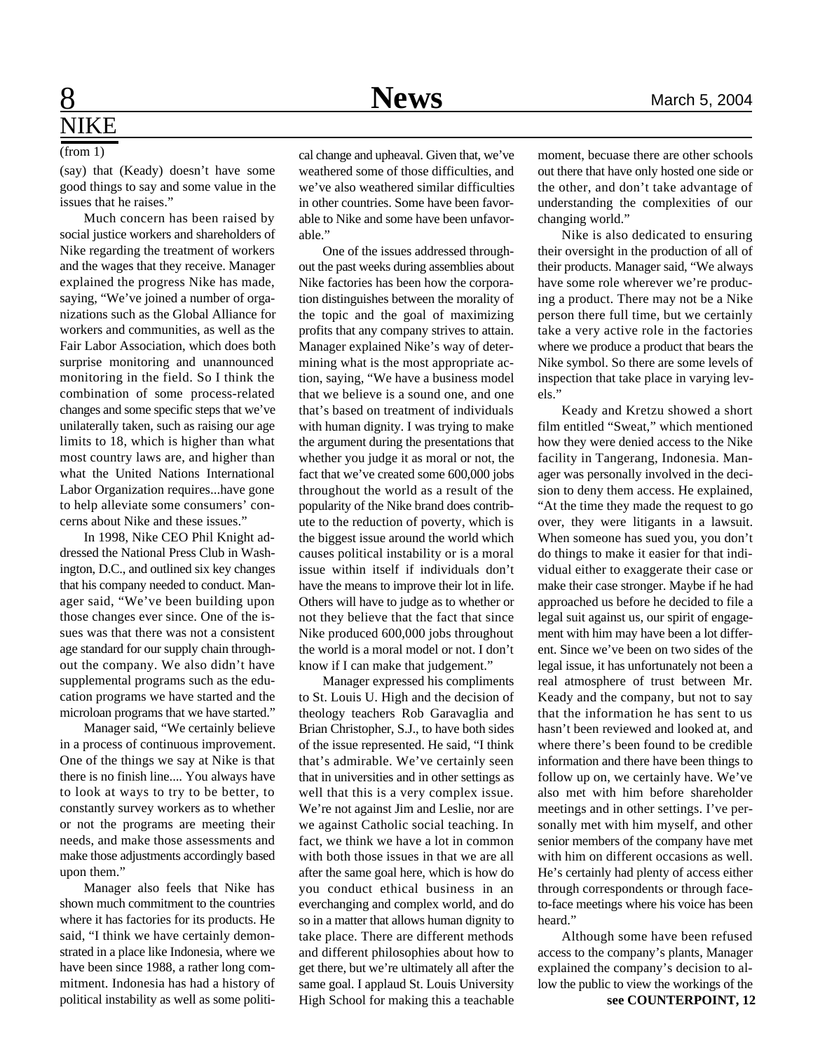## NIKE

(from 1)

(say) that (Keady) doesn't have some good things to say and some value in the issues that he raises."

Much concern has been raised by social justice workers and shareholders of Nike regarding the treatment of workers and the wages that they receive. Manager explained the progress Nike has made, saying, "We've joined a number of organizations such as the Global Alliance for workers and communities, as well as the Fair Labor Association, which does both surprise monitoring and unannounced monitoring in the field. So I think the combination of some process-related changes and some specific steps that we've unilaterally taken, such as raising our age limits to 18, which is higher than what most country laws are, and higher than what the United Nations International Labor Organization requires...have gone to help alleviate some consumers' concerns about Nike and these issues."

In 1998, Nike CEO Phil Knight addressed the National Press Club in Washington, D.C., and outlined six key changes that his company needed to conduct. Manager said, "We've been building upon those changes ever since. One of the issues was that there was not a consistent age standard for our supply chain throughout the company. We also didn't have supplemental programs such as the education programs we have started and the microloan programs that we have started."

Manager said, "We certainly believe in a process of continuous improvement. One of the things we say at Nike is that there is no finish line.... You always have to look at ways to try to be better, to constantly survey workers as to whether or not the programs are meeting their needs, and make those assessments and make those adjustments accordingly based upon them."

Manager also feels that Nike has shown much commitment to the countries where it has factories for its products. He said, "I think we have certainly demonstrated in a place like Indonesia, where we have been since 1988, a rather long commitment. Indonesia has had a history of political instability as well as some political change and upheaval. Given that, we've weathered some of those difficulties, and we've also weathered similar difficulties in other countries. Some have been favorable to Nike and some have been unfavorable."

One of the issues addressed throughout the past weeks during assemblies about Nike factories has been how the corporation distinguishes between the morality of the topic and the goal of maximizing profits that any company strives to attain. Manager explained Nike's way of determining what is the most appropriate action, saying, "We have a business model that we believe is a sound one, and one that's based on treatment of individuals with human dignity. I was trying to make the argument during the presentations that whether you judge it as moral or not, the fact that we've created some 600,000 jobs throughout the world as a result of the popularity of the Nike brand does contribute to the reduction of poverty, which is the biggest issue around the world which causes political instability or is a moral issue within itself if individuals don't have the means to improve their lot in life. Others will have to judge as to whether or not they believe that the fact that since Nike produced 600,000 jobs throughout the world is a moral model or not. I don't know if I can make that judgement."

Manager expressed his compliments to St. Louis U. High and the decision of theology teachers Rob Garavaglia and Brian Christopher, S.J., to have both sides of the issue represented. He said, "I think that's admirable. We've certainly seen that in universities and in other settings as well that this is a very complex issue. We're not against Jim and Leslie, nor are we against Catholic social teaching. In fact, we think we have a lot in common with both those issues in that we are all after the same goal here, which is how do you conduct ethical business in an everchanging and complex world, and do so in a matter that allows human dignity to take place. There are different methods and different philosophies about how to get there, but we're ultimately all after the same goal. I applaud St. Louis University High School for making this a teachable moment, becuase there are other schools out there that have only hosted one side or the other, and don't take advantage of understanding the complexities of our changing world."

Nike is also dedicated to ensuring their oversight in the production of all of their products. Manager said, "We always have some role wherever we're producing a product. There may not be a Nike person there full time, but we certainly take a very active role in the factories where we produce a product that bears the Nike symbol. So there are some levels of inspection that take place in varying levels."

Keady and Kretzu showed a short film entitled "Sweat," which mentioned how they were denied access to the Nike facility in Tangerang, Indonesia. Manager was personally involved in the decision to deny them access. He explained, "At the time they made the request to go over, they were litigants in a lawsuit. When someone has sued you, you don't do things to make it easier for that individual either to exaggerate their case or make their case stronger. Maybe if he had approached us before he decided to file a legal suit against us, our spirit of engagement with him may have been a lot different. Since we've been on two sides of the legal issue, it has unfortunately not been a real atmosphere of trust between Mr. Keady and the company, but not to say that the information he has sent to us hasn't been reviewed and looked at, and where there's been found to be credible information and there have been things to follow up on, we certainly have. We've also met with him before shareholder meetings and in other settings. I've personally met with him myself, and other senior members of the company have met with him on different occasions as well. He's certainly had plenty of access either through correspondents or through face-to-face meetings where his voice has been heard."

Although some have been refused access to the company's plants, Manager explained the company's decision to allow the public to view the workings of the

**see COUNTERPOINT, 12**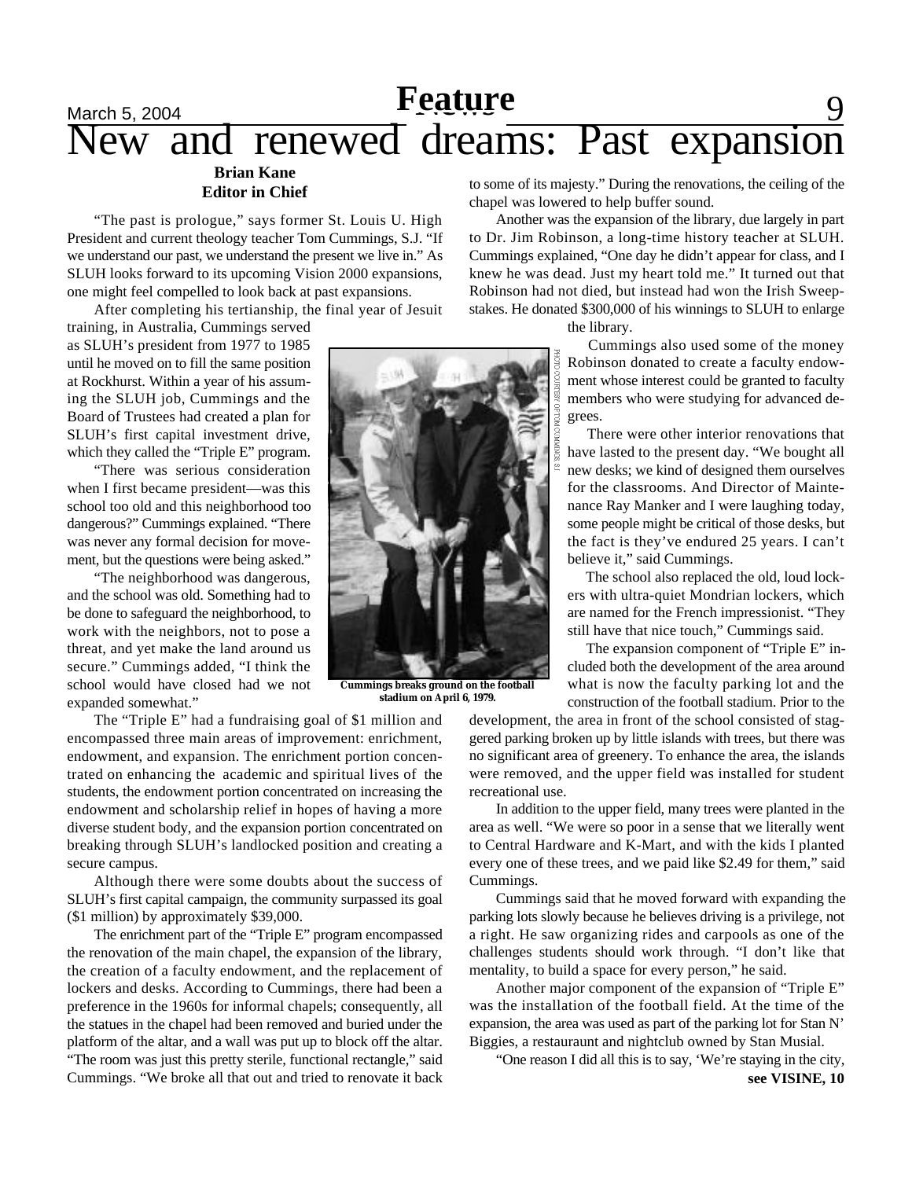# New and renewed dreams: Past expansion

**Brian Kane**
**Editor in Chief**

"The past is prologue," says former St. Louis U. High President and current theology teacher Tom Cummings, S.J. "If we understand our past, we understand the present we live in." As SLUH looks forward to its upcoming Vision 2000 expansions, one might feel compelled to look back at past expansions.

After completing his tertianship, the final year of Jesuit training, in Australia, Cummings served as SLUH's president from 1977 to 1985 until he moved on to fill the same position at Rockhurst. Within a year of his assuming the SLUH job, Cummings and the Board of Trustees had created a plan for SLUH's first capital investment drive, which they called the "Triple E" program.

"There was serious consideration when I first became president—was this school too old and this neighborhood too dangerous?" Cummings explained. "There was never any formal decision for movement, but the questions were being asked."

"The neighborhood was dangerous, and the school was old. Something had to be done to safeguard the neighborhood, to work with the neighbors, not to pose a threat, and yet make the land around us secure." Cummings added, "I think the school would have closed had we not expanded somewhat."

PHOTO COURTESY OF TOM CUMMINGS, S.J.

Cummings breaks ground on the football stadium on April 6, 1979.

The "Triple E" had a fundraising goal of $1 million and encompassed three main areas of improvement: enrichment, endowment, and expansion. The enrichment portion concentrated on enhancing the academic and spiritual lives of the students, the endowment portion concentrated on increasing the endowment and scholarship relief in hopes of having a more diverse student body, and the expansion portion concentrated on breaking through SLUH's landlocked position and creating a secure campus.

Although there were some doubts about the success of SLUH's first capital campaign, the community surpassed its goal ($1 million) by approximately $39,000.

The enrichment part of the "Triple E" program encompassed the renovation of the main chapel, the expansion of the library, the creation of a faculty endowment, and the replacement of lockers and desks. According to Cummings, there had been a preference in the 1960s for informal chapels; consequently, all the statues in the chapel had been removed and buried under the platform of the altar, and a wall was put up to block off the altar. "The room was just this pretty sterile, functional rectangle," said Cummings. "We broke all that out and tried to renovate it back to some of its majesty." During the renovations, the ceiling of the chapel was lowered to help buffer sound.

Another was the expansion of the library, due largely in part to Dr. Jim Robinson, a long-time history teacher at SLUH. Cummings explained, "One day he didn't appear for class, and I knew he was dead. Just my heart told me." It turned out that Robinson had not died, but instead had won the Irish Sweepstakes. He donated $300,000 of his winnings to SLUH to enlarge the library.

Cummings also used some of the money Robinson donated to create a faculty endowment whose interest could be granted to faculty members who were studying for advanced degrees.

There were other interior renovations that have lasted to the present day. "We bought all new desks; we kind of designed them ourselves for the classrooms. And Director of Maintenance Ray Manker and I were laughing today, some people might be critical of those desks, but the fact is they've endured 25 years. I can't believe it," said Cummings.

The school also replaced the old, loud lockers with ultra-quiet Mondrian lockers, which are named for the French impressionist. "They still have that nice touch," Cummings said.

The expansion component of "Triple E" included both the development of the area around what is now the faculty parking lot and the construction of the football stadium. Prior to the development, the area in front of the school consisted of staggered parking broken up by little islands with trees, but there was no significant area of greenery. To enhance the area, the islands were removed, and the upper field was installed for student recreational use.

In addition to the upper field, many trees were planted in the area as well. "We were so poor in a sense that we literally went to Central Hardware and K-Mart, and with the kids I planted every one of these trees, and we paid like $2.49 for them," said Cummings.

Cummings said that he moved forward with expanding the parking lots slowly because he believes driving is a privilege, not a right. He saw organizing rides and carpools as one of the challenges students should work through. "I don't like that mentality, to build a space for every person," he said.

Another major component of the expansion of "Triple E" was the installation of the football field. At the time of the expansion, the area was used as part of the parking lot for Stan N' Biggies, a restauraunt and nightclub owned by Stan Musial.

"One reason I did all this is to say, 'We're staying in the city,

**see VISINE, 10**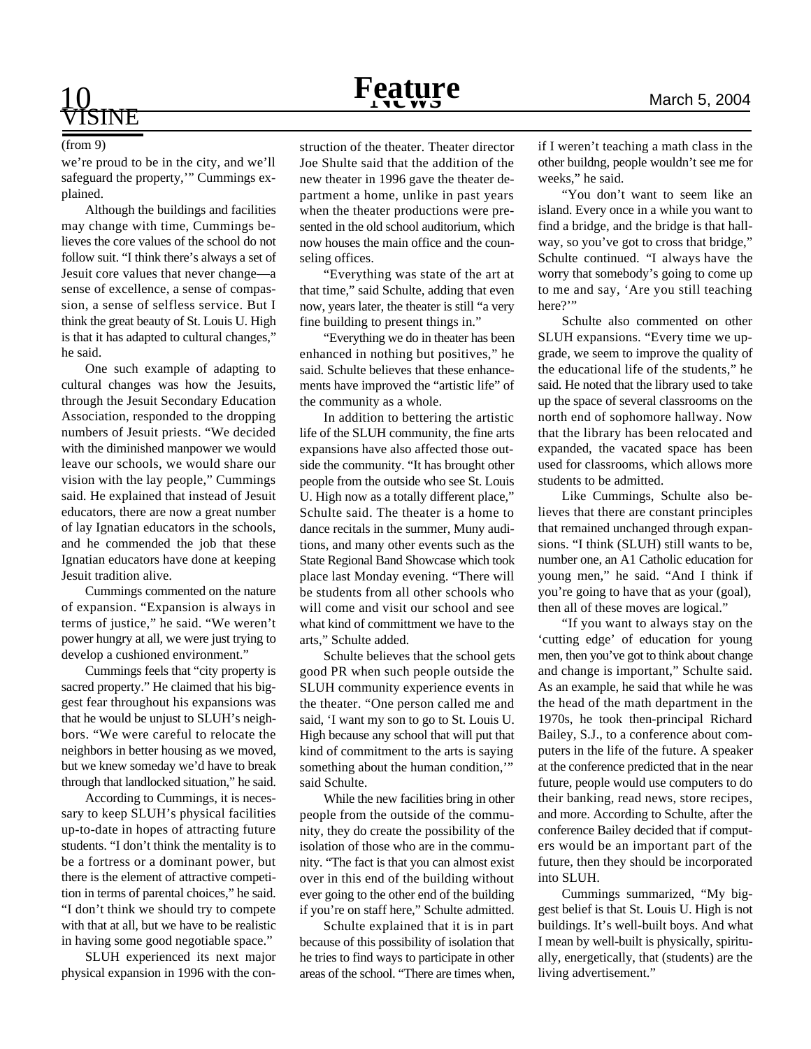VISINE

(from 9)

we're proud to be in the city, and we'll safeguard the property,'" Cummings explained.

Although the buildings and facilities may change with time, Cummings believes the core values of the school do not follow suit. "I think there's always a set of Jesuit core values that never change—a sense of excellence, a sense of compassion, a sense of selfless service. But I think the great beauty of St. Louis U. High is that it has adapted to cultural changes," he said.

One such example of adapting to cultural changes was how the Jesuits, through the Jesuit Secondary Education Association, responded to the dropping numbers of Jesuit priests. "We decided with the diminished manpower we would leave our schools, we would share our vision with the lay people," Cummings said. He explained that instead of Jesuit educators, there are now a great number of lay Ignatian educators in the schools, and he commended the job that these Ignatian educators have done at keeping Jesuit tradition alive.

Cummings commented on the nature of expansion. "Expansion is always in terms of justice," he said. "We weren't power hungry at all, we were just trying to develop a cushioned environment."

Cummings feels that "city property is sacred property." He claimed that his biggest fear throughout his expansions was that he would be unjust to SLUH's neighbors. "We were careful to relocate the neighbors in better housing as we moved, but we knew someday we'd have to break through that landlocked situation," he said.

According to Cummings, it is necessary to keep SLUH's physical facilities up-to-date in hopes of attracting future students. "I don't think the mentality is to be a fortress or a dominant power, but there is the element of attractive competition in terms of parental choices," he said. "I don't think we should try to compete with that at all, but we have to be realistic in having some good negotiable space."

SLUH experienced its next major physical expansion in 1996 with the construction of the theater. Theater director Joe Shulte said that the addition of the new theater in 1996 gave the theater department a home, unlike in past years when the theater productions were presented in the old school auditorium, which now houses the main office and the counseling offices.

"Everything was state of the art at that time," said Schulte, adding that even now, years later, the theater is still "a very fine building to present things in."

"Everything we do in theater has been enhanced in nothing but positives," he said. Schulte believes that these enhancements have improved the "artistic life" of the community as a whole.

In addition to bettering the artistic life of the SLUH community, the fine arts expansions have also affected those outside the community. "It has brought other people from the outside who see St. Louis U. High now as a totally different place," Schulte said. The theater is a home to dance recitals in the summer, Muny auditions, and many other events such as the State Regional Band Showcase which took place last Monday evening. "There will be students from all other schools who will come and visit our school and see what kind of committment we have to the arts," Schulte added.

Schulte believes that the school gets good PR when such people outside the SLUH community experience events in the theater. "One person called me and said, 'I want my son to go to St. Louis U. High because any school that will put that kind of commitment to the arts is saying something about the human condition,'" said Schulte.

While the new facilities bring in other people from the outside of the community, they do create the possibility of the isolation of those who are in the community. "The fact is that you can almost exist over in this end of the building without ever going to the other end of the building if you're on staff here," Schulte admitted.

Schulte explained that it is in part because of this possibility of isolation that he tries to find ways to participate in other areas of the school. "There are times when, if I weren't teaching a math class in the other buildng, people wouldn't see me for weeks," he said.

"You don't want to seem like an island. Every once in a while you want to find a bridge, and the bridge is that hallway, so you've got to cross that bridge," Schulte continued. "I always have the worry that somebody's going to come up to me and say, 'Are you still teaching here?'"

Schulte also commented on other SLUH expansions. "Every time we upgrade, we seem to improve the quality of the educational life of the students," he said. He noted that the library used to take up the space of several classrooms on the north end of sophomore hallway. Now that the library has been relocated and expanded, the vacated space has been used for classrooms, which allows more students to be admitted.

Like Cummings, Schulte also believes that there are constant principles that remained unchanged through expansions. "I think (SLUH) still wants to be, number one, an A1 Catholic education for young men," he said. "And I think if you're going to have that as your (goal), then all of these moves are logical."

"If you want to always stay on the 'cutting edge' of education for young men, then you've got to think about change and change is important," Schulte said. As an example, he said that while he was the head of the math department in the 1970s, he took then-principal Richard Bailey, S.J., to a conference about computers in the life of the future. A speaker at the conference predicted that in the near future, people would use computers to do their banking, read news, store recipes, and more. According to Schulte, after the conference Bailey decided that if computers would be an important part of the future, then they should be incorporated into SLUH.

Cummings summarized, "My biggest belief is that St. Louis U. High is not buildings. It's well-built boys. And what I mean by well-built is physically, spiritually, energetically, that (students) are the living advertisement."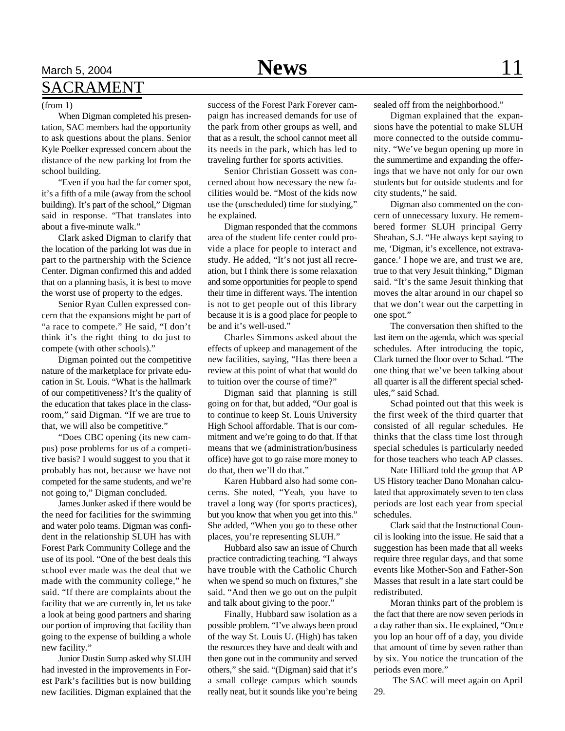## SACRAMENT

(from 1)

When Digman completed his presentation, SAC members had the opportunity to ask questions about the plans. Senior Kyle Poelker expressed concern about the distance of the new parking lot from the school building.

"Even if you had the far corner spot, it's a fifth of a mile (away from the school building). It's part of the school," Digman said in response. "That translates into about a five-minute walk."

Clark asked Digman to clarify that the location of the parking lot was due in part to the partnership with the Science Center. Digman confirmed this and added that on a planning basis, it is best to move the worst use of property to the edges.

Senior Ryan Cullen expressed concern that the expansions might be part of "a race to compete." He said, "I don't think it's the right thing to do just to compete (with other schools)."

Digman pointed out the competitive nature of the marketplace for private education in St. Louis. "What is the hallmark of our competitiveness? It's the quality of the education that takes place in the classroom," said Digman. "If we are true to that, we will also be competitive."

"Does CBC opening (its new campus) pose problems for us of a competitive basis? I would suggest to you that it probably has not, because we have not competed for the same students, and we're not going to," Digman concluded.

James Junker asked if there would be the need for facilities for the swimming and water polo teams. Digman was confident in the relationship SLUH has with Forest Park Community College and the use of its pool. "One of the best deals this school ever made was the deal that we made with the community college," he said. "If there are complaints about the facility that we are currently in, let us take a look at being good partners and sharing our portion of improving that facility than going to the expense of building a whole new facility."

Junior Dustin Sump asked why SLUH had invested in the improvements in Forest Park's facilities but is now building new facilities. Digman explained that the success of the Forest Park Forever campaign has increased demands for use of the park from other groups as well, and that as a result, the school cannot meet all its needs in the park, which has led to traveling further for sports activities.

Senior Christian Gossett was concerned about how necessary the new facilities would be. "Most of the kids now use the (unscheduled) time for studying," he explained.

Digman responded that the commons area of the student life center could provide a place for people to interact and study. He added, "It's not just all recreation, but I think there is some relaxation and some opportunities for people to spend their time in different ways. The intention is not to get people out of this library because it is is a good place for people to be and it's well-used."

Charles Simmons asked about the effects of upkeep and management of the new facilities, saying, "Has there been a review at this point of what that would do to tuition over the course of time?"

Digman said that planning is still going on for that, but added, "Our goal is to continue to keep St. Louis University High School affordable. That is our commitment and we're going to do that. If that means that we (administration/business office) have got to go raise more money to do that, then we'll do that."

Karen Hubbard also had some concerns. She noted, "Yeah, you have to travel a long way (for sports practices), but you know that when you get into this." She added, "When you go to these other places, you're representing SLUH."

Hubbard also saw an issue of Church practice contradicting teaching. "I always have trouble with the Catholic Church when we spend so much on fixtures," she said. "And then we go out on the pulpit and talk about giving to the poor."

Finally, Hubbard saw isolation as a possible problem. "I've always been proud of the way St. Louis U. (High) has taken the resources they have and dealt with and then gone out in the community and served others," she said. "(Digman) said that it's a small college campus which sounds really neat, but it sounds like you're being sealed off from the neighborhood."

Digman explained that the expansions have the potential to make SLUH more connected to the outside community. "We've begun opening up more in the summertime and expanding the offerings that we have not only for our own students but for outside students and for city students," he said.

Digman also commented on the concern of unnecessary luxury. He remembered former SLUH principal Gerry Sheahan, S.J. "He always kept saying to me, 'Digman, it's excellence, not extravagance.' I hope we are, and trust we are, true to that very Jesuit thinking," Digman said. "It's the same Jesuit thinking that moves the altar around in our chapel so that we don't wear out the carpetting in one spot."

The conversation then shifted to the last item on the agenda, which was special schedules. After introducing the topic, Clark turned the floor over to Schad. "The one thing that we've been talking about all quarter is all the different special schedules," said Schad.

Schad pointed out that this week is the first week of the third quarter that consisted of all regular schedules. He thinks that the class time lost through special schedules is particularly needed for those teachers who teach AP classes.

Nate Hilliard told the group that AP US History teacher Dano Monahan calculated that approximately seven to ten class periods are lost each year from special schedules.

Clark said that the Instructional Council is looking into the issue. He said that a suggestion has been made that all weeks require three regular days, and that some events like Mother-Son and Father-Son Masses that result in a late start could be redistributed.

Moran thinks part of the problem is the fact that there are now seven periods in a day rather than six. He explained, "Once you lop an hour off of a day, you divide that amount of time by seven rather than by six. You notice the truncation of the periods even more."

The SAC will meet again on April 29.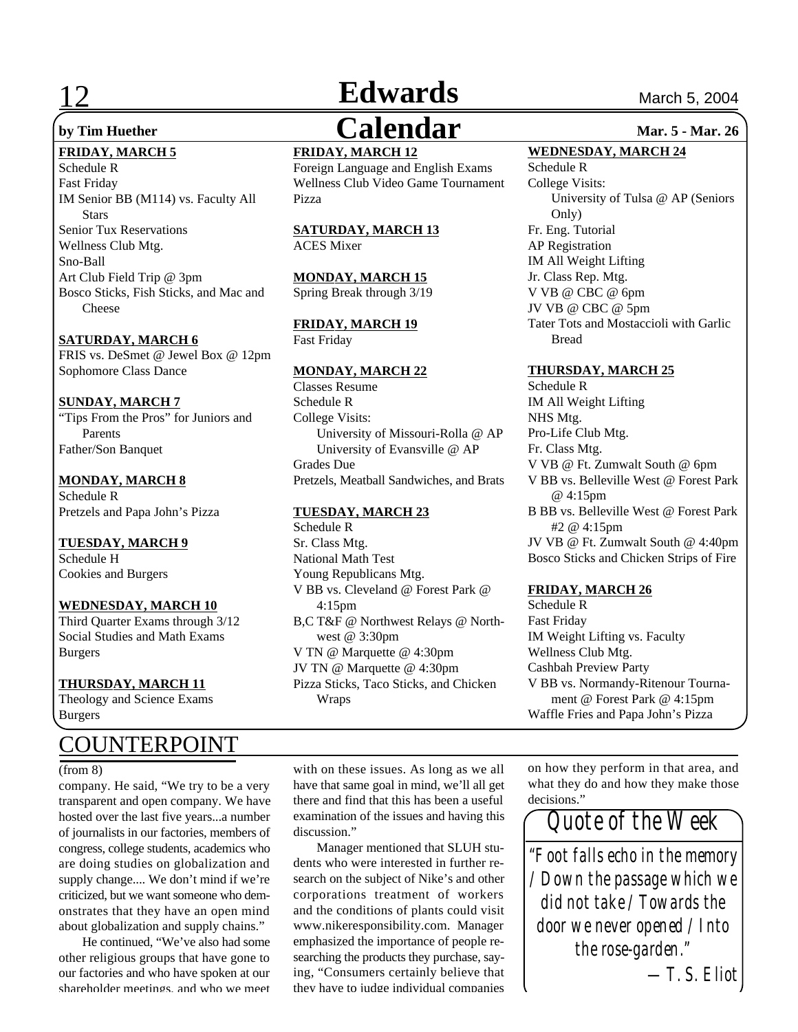# Edwards Calendar

**by Tim Huether**

**Mar. 5 - Mar. 26**

**FRIDAY, MARCH 5**
Schedule R
Fast Friday
IM Senior BB (M114) vs. Faculty All Stars
Senior Tux Reservations
Wellness Club Mtg.
Sno-Ball
Art Club Field Trip @ 3pm
Bosco Sticks, Fish Sticks, and Mac and Cheese

**SATURDAY, MARCH 6**
FRIS vs. DeSmet @ Jewel Box @ 12pm
Sophomore Class Dance

**SUNDAY, MARCH 7**
"Tips From the Pros" for Juniors and Parents
Father/Son Banquet

**MONDAY, MARCH 8**
Schedule R
Pretzels and Papa John's Pizza

**TUESDAY, MARCH 9**
Schedule H
Cookies and Burgers

**WEDNESDAY, MARCH 10**
Third Quarter Exams through 3/12
Social Studies and Math Exams
Burgers

**THURSDAY, MARCH 11**
Theology and Science Exams
Burgers

**FRIDAY, MARCH 12**
Foreign Language and English Exams
Wellness Club Video Game Tournament
Pizza

**SATURDAY, MARCH 13**
ACES Mixer

**MONDAY, MARCH 15**
Spring Break through 3/19

**FRIDAY, MARCH 19**
Fast Friday

**MONDAY, MARCH 22**
Classes Resume
Schedule R
College Visits:
University of Missouri-Rolla @ AP
University of Evansville @ AP
Grades Due
Pretzels, Meatball Sandwiches, and Brats

**TUESDAY, MARCH 23**
Schedule R
Sr. Class Mtg.
National Math Test
Young Republicans Mtg.
V BB vs. Cleveland @ Forest Park @ 4:15pm
B,C T&F @ Northwest Relays @ Northwest @ 3:30pm
V TN @ Marquette @ 4:30pm
JV TN @ Marquette @ 4:30pm
Pizza Sticks, Taco Sticks, and Chicken Wraps

**WEDNESDAY, MARCH 24**
Schedule R
College Visits:
University of Tulsa @ AP (Seniors Only)
Fr. Eng. Tutorial
AP Registration
IM All Weight Lifting
Jr. Class Rep. Mtg.
V VB @ CBC @ 6pm
JV VB @ CBC @ 5pm
Tater Tots and Mostaccioli with Garlic Bread

**THURSDAY, MARCH 25**
Schedule R
IM All Weight Lifting
NHS Mtg.
Pro-Life Club Mtg.
Fr. Class Mtg.
V VB @ Ft. Zumwalt South @ 6pm
V BB vs. Belleville West @ Forest Park @ 4:15pm
B BB vs. Belleville West @ Forest Park #2 @ 4:15pm
JV VB @ Ft. Zumwalt South @ 4:40pm
Bosco Sticks and Chicken Strips of Fire

**FRIDAY, MARCH 26**
Schedule R
Fast Friday
IM Weight Lifting vs. Faculty
Wellness Club Mtg.
Cashbah Preview Party
V BB vs. Normandy-Ritenour Tournament @ Forest Park @ 4:15pm
Waffle Fries and Papa John's Pizza

# COUNTERPOINT

(from 8)

company. He said, "We try to be a very transparent and open company. We have hosted over the last five years...a number of journalists in our factories, members of congress, college students, academics who are doing studies on globalization and supply change.... We don't mind if we're criticized, but we want someone who demonstrates that they have an open mind about globalization and supply chains."

He continued, "We've also had some other religious groups that have gone to our factories and who have spoken at our shareholder meetings, and who we meet with on these issues. As long as we all have that same goal in mind, we'll all get there and find that this has been a useful examination of the issues and having this discussion."

Manager mentioned that SLUH students who were interested in further research on the subject of Nike's and other corporations treatment of workers and the conditions of plants could visit www.nikeresponsibility.com. Manager emphasized the importance of people researching the products they purchase, saying, "Consumers certainly believe that they have to judge individual companies on how they perform in that area, and what they do and how they make those decisions."

## Quote of the Week

*"Foot falls echo in the memory / Down the passage which we did not take / Towards the door we never opened / Into the rose-garden."*

*—T. S. Eliot*